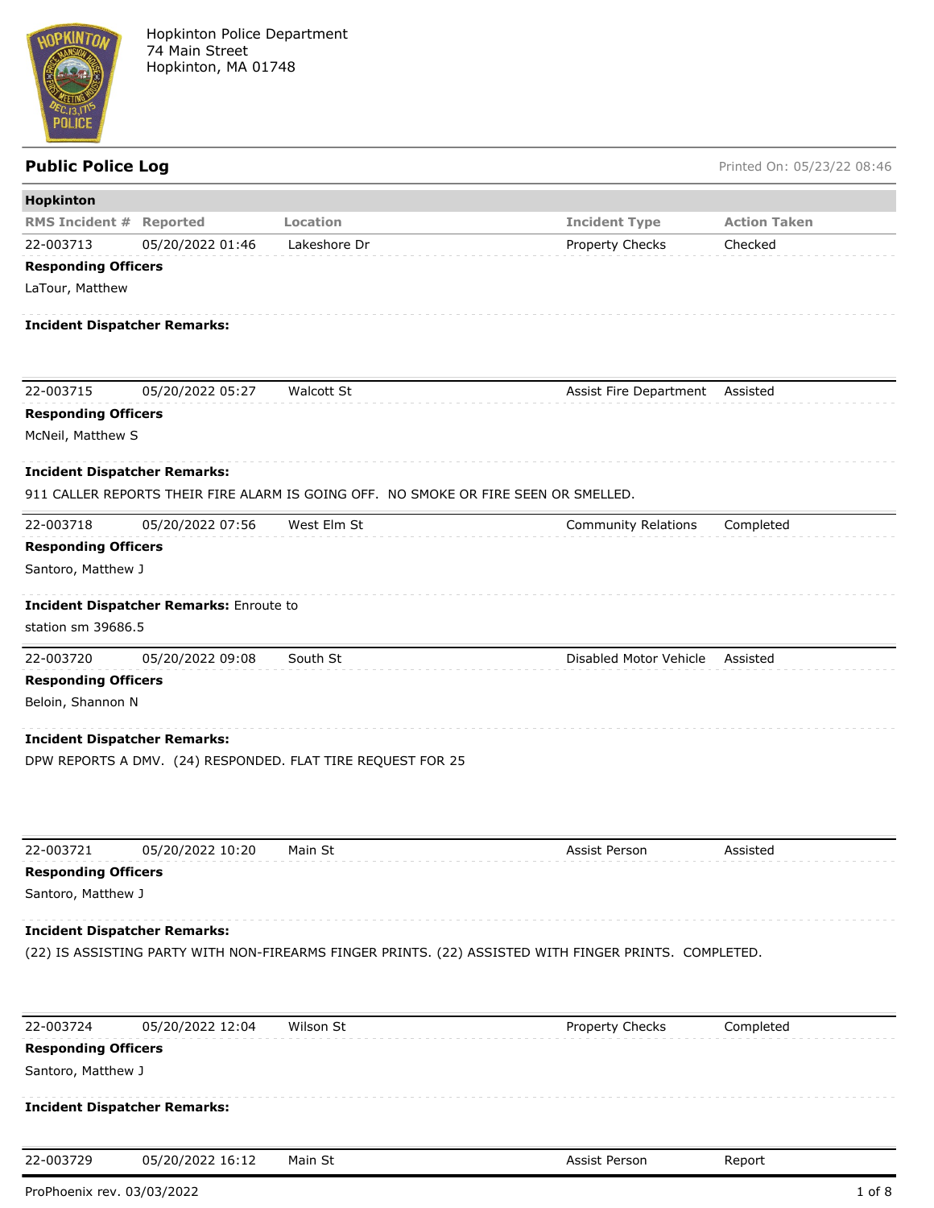Hopkinton Police Department
74 Main Street
Hopkinton, MA 01748

## Public Police Log

Printed On: 05/23/22 08:46

### Hopkinton

| RMS Incident # | Reported | Location | Incident Type | Action Taken |
|---|---|---|---|---|
| 22-003713 | 05/20/2022 01:46 | Lakeshore Dr | Property Checks | Checked |

**Responding Officers**

LaTour, Matthew

**Incident Dispatcher Remarks:**

| RMS Incident # | Reported | Location | Incident Type | Action Taken |
|---|---|---|---|---|
| 22-003715 | 05/20/2022 05:27 | Walcott St | Assist Fire Department | Assisted |

**Responding Officers**

McNeil, Matthew S

**Incident Dispatcher Remarks:**

911 CALLER REPORTS THEIR FIRE ALARM IS GOING OFF. NO SMOKE OR FIRE SEEN OR SMELLED.

| RMS Incident # | Reported | Location | Incident Type | Action Taken |
|---|---|---|---|---|
| 22-003718 | 05/20/2022 07:56 | West Elm St | Community Relations | Completed |

**Responding Officers**

Santoro, Matthew J

**Incident Dispatcher Remarks:** Enroute to station sm 39686.5

| RMS Incident # | Reported | Location | Incident Type | Action Taken |
|---|---|---|---|---|
| 22-003720 | 05/20/2022 09:08 | South St | Disabled Motor Vehicle | Assisted |

**Responding Officers**

Beloin, Shannon N

**Incident Dispatcher Remarks:**

DPW REPORTS A DMV. (24) RESPONDED. FLAT TIRE REQUEST FOR 25

| RMS Incident # | Reported | Location | Incident Type | Action Taken |
|---|---|---|---|---|
| 22-003721 | 05/20/2022 10:20 | Main St | Assist Person | Assisted |

**Responding Officers**

Santoro, Matthew J

**Incident Dispatcher Remarks:**

(22) IS ASSISTING PARTY WITH NON-FIREARMS FINGER PRINTS. (22) ASSISTED WITH FINGER PRINTS. COMPLETED.

| RMS Incident # | Reported | Location | Incident Type | Action Taken |
|---|---|---|---|---|
| 22-003724 | 05/20/2022 12:04 | Wilson St | Property Checks | Completed |

**Responding Officers**

Santoro, Matthew J

**Incident Dispatcher Remarks:**

| RMS Incident # | Reported | Location | Incident Type | Action Taken |
|---|---|---|---|---|
| 22-003729 | 05/20/2022 16:12 | Main St | Assist Person | Report |

ProPhoenix rev. 03/03/2022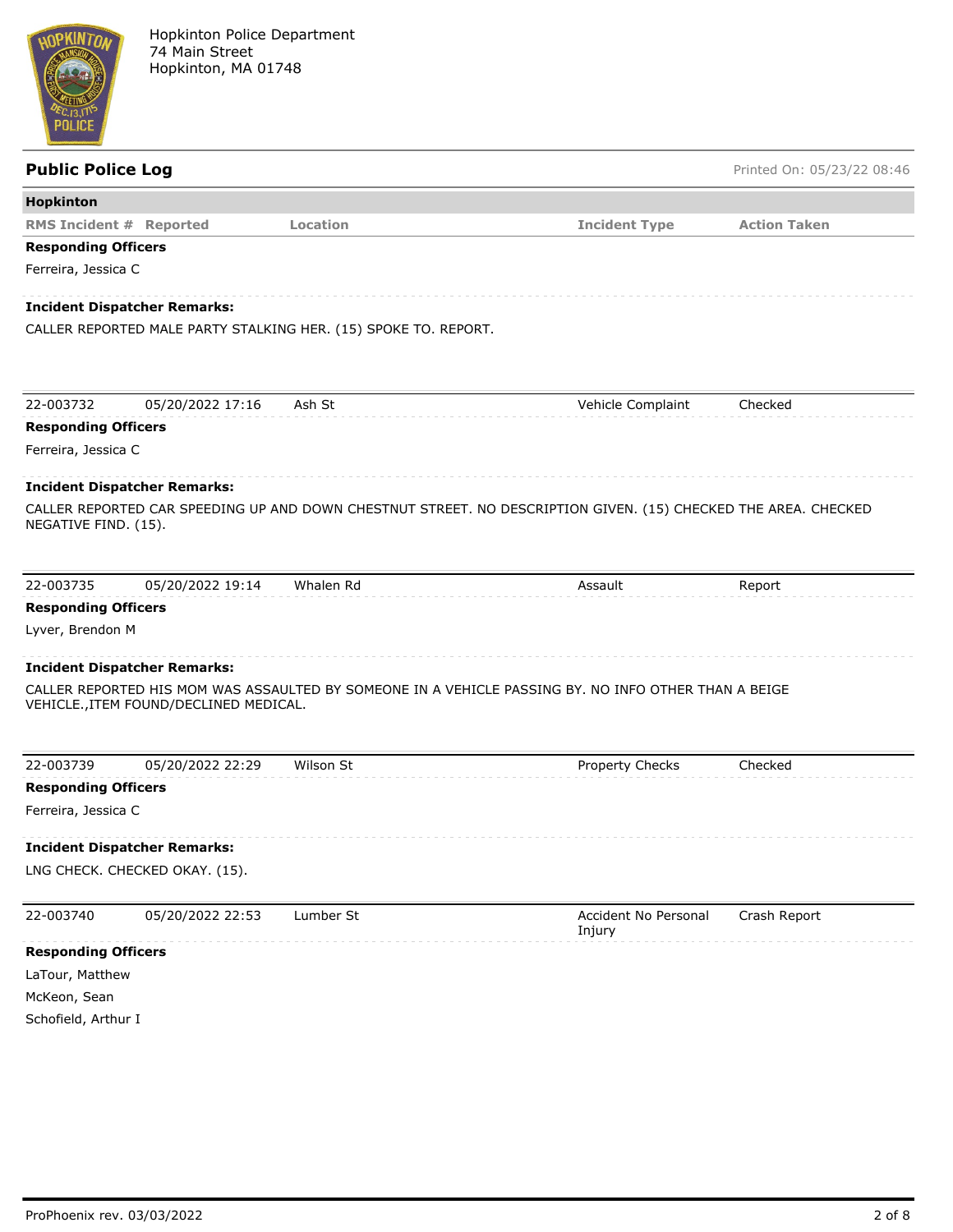Hopkinton Police Department
74 Main Street
Hopkinton, MA 01748

## Public Police Log

Printed On: 05/23/22 08:46

**Hopkinton**

| RMS Incident # | Reported | Location | Incident Type | Action Taken |
|---|---|---|---|---|

**Responding Officers**

Ferreira, Jessica C

**Incident Dispatcher Remarks:**

CALLER REPORTED MALE PARTY STALKING HER. (15) SPOKE TO. REPORT.

| 22-003732 | 05/20/2022 17:16 | Ash St | Vehicle Complaint | Checked |
|---|---|---|---|---|

**Responding Officers**

Ferreira, Jessica C

**Incident Dispatcher Remarks:**

CALLER REPORTED CAR SPEEDING UP AND DOWN CHESTNUT STREET. NO DESCRIPTION GIVEN. (15) CHECKED THE AREA. CHECKED NEGATIVE FIND. (15).

| 22-003735 | 05/20/2022 19:14 | Whalen Rd | Assault | Report |
|---|---|---|---|---|

**Responding Officers**

Lyver, Brendon M

**Incident Dispatcher Remarks:**

CALLER REPORTED HIS MOM WAS ASSAULTED BY SOMEONE IN A VEHICLE PASSING BY. NO INFO OTHER THAN A BEIGE VEHICLE.,ITEM FOUND/DECLINED MEDICAL.

| 22-003739 | 05/20/2022 22:29 | Wilson St | Property Checks | Checked |
|---|---|---|---|---|

**Responding Officers**

Ferreira, Jessica C

**Incident Dispatcher Remarks:**

LNG CHECK. CHECKED OKAY. (15).

| 22-003740 | 05/20/2022 22:53 | Lumber St | Accident No Personal Injury | Crash Report |
|---|---|---|---|---|

**Responding Officers**

LaTour, Matthew
McKeon, Sean
Schofield, Arthur I

ProPhoenix rev. 03/03/2022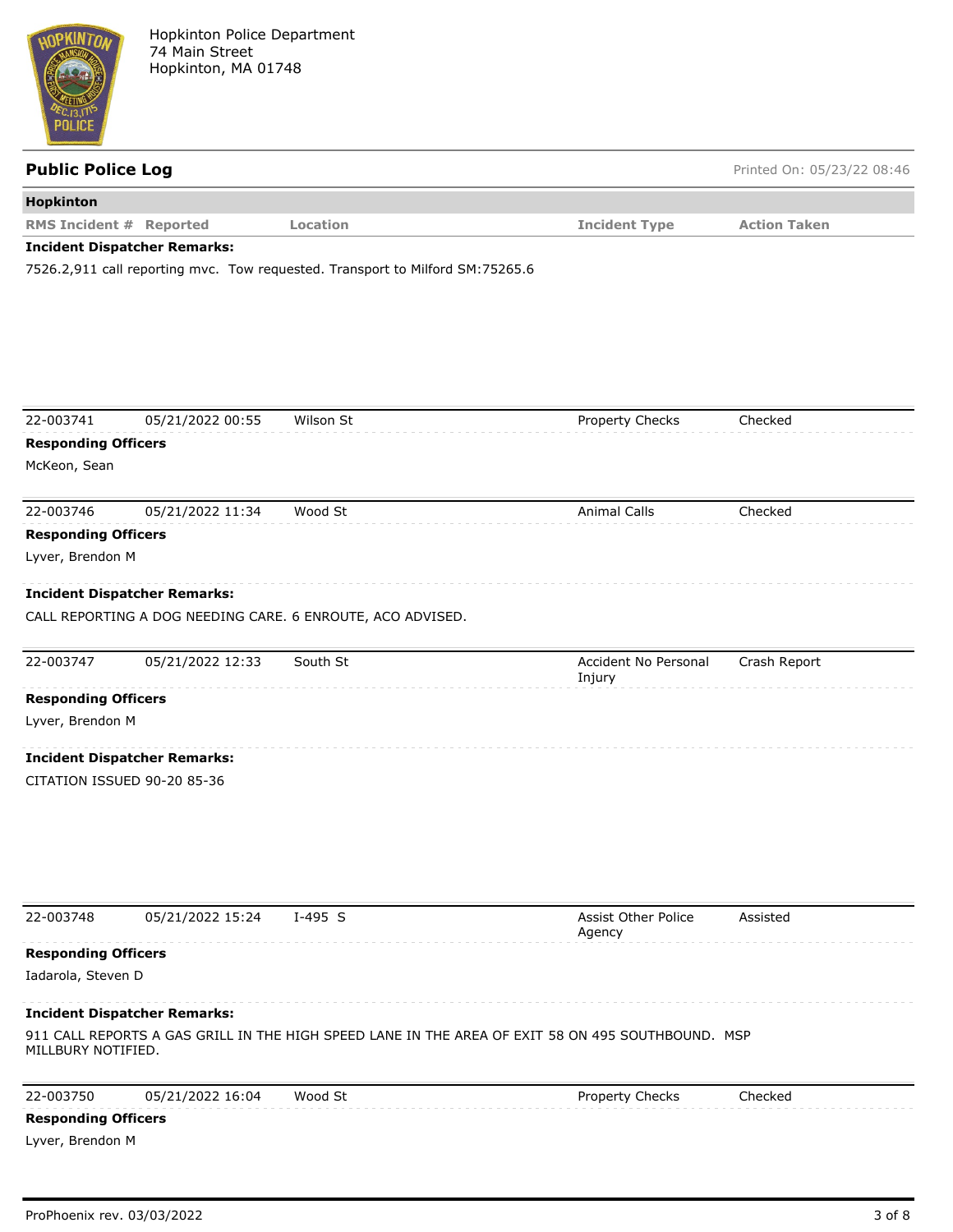Hopkinton Police Department
74 Main Street
Hopkinton, MA 01748

## Public Police Log

Printed On: 05/23/22 08:46

**Hopkinton**

| RMS Incident # | Reported | Location | Incident Type | Action Taken |
|---|---|---|---|---|

**Incident Dispatcher Remarks:**

7526.2,911 call reporting mvc. Tow requested. Transport to Milford SM:75265.6

| RMS Incident # | Reported | Location | Incident Type | Action Taken |
|---|---|---|---|---|
| 22-003741 | 05/21/2022 00:55 | Wilson St | Property Checks | Checked |

**Responding Officers**

McKeon, Sean

| RMS Incident # | Reported | Location | Incident Type | Action Taken |
|---|---|---|---|---|
| 22-003746 | 05/21/2022 11:34 | Wood St | Animal Calls | Checked |

**Responding Officers**

Lyver, Brendon M

**Incident Dispatcher Remarks:**

CALL REPORTING A DOG NEEDING CARE. 6 ENROUTE, ACO ADVISED.

| RMS Incident # | Reported | Location | Incident Type | Action Taken |
|---|---|---|---|---|
| 22-003747 | 05/21/2022 12:33 | South St | Accident No Personal Injury | Crash Report |

**Responding Officers**

Lyver, Brendon M

**Incident Dispatcher Remarks:**

CITATION ISSUED 90-20 85-36

| RMS Incident # | Reported | Location | Incident Type | Action Taken |
|---|---|---|---|---|
| 22-003748 | 05/21/2022 15:24 | I-495 S | Assist Other Police Agency | Assisted |

**Responding Officers**

Iadarola, Steven D

**Incident Dispatcher Remarks:**

911 CALL REPORTS A GAS GRILL IN THE HIGH SPEED LANE IN THE AREA OF EXIT 58 ON 495 SOUTHBOUND. MSP MILLBURY NOTIFIED.

| RMS Incident # | Reported | Location | Incident Type | Action Taken |
|---|---|---|---|---|
| 22-003750 | 05/21/2022 16:04 | Wood St | Property Checks | Checked |

**Responding Officers**

Lyver, Brendon M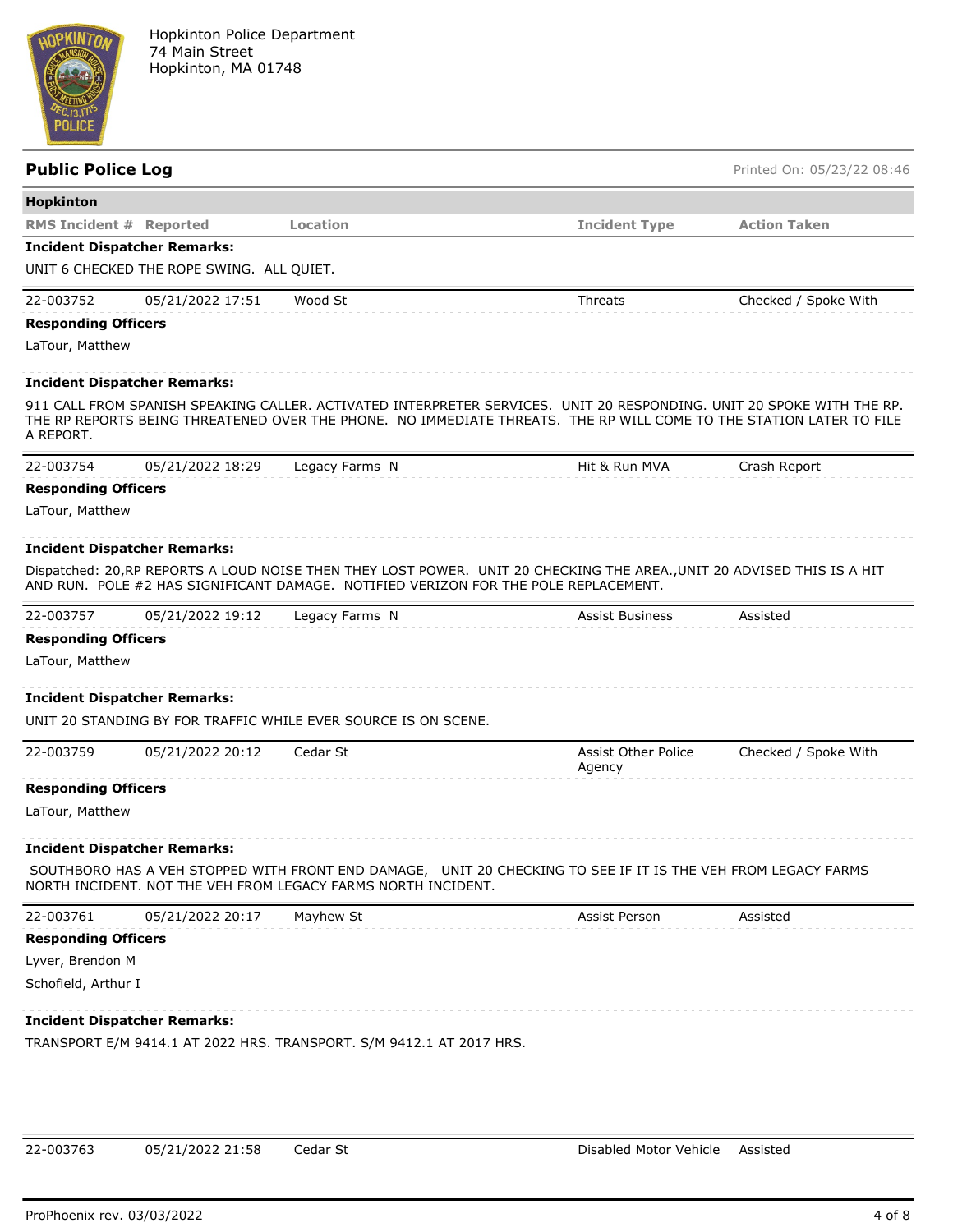Hopkinton Police Department
74 Main Street
Hopkinton, MA 01748

## Public Police Log

Printed On: 05/23/22 08:46

**Hopkinton**

| RMS Incident # | Reported | Location | Incident Type | Action Taken |
|---|---|---|---|---|

**Incident Dispatcher Remarks:**

UNIT 6 CHECKED THE ROPE SWING. ALL QUIET.

| 22-003752 | 05/21/2022 17:51 | Wood St | Threats | Checked / Spoke With |
|---|---|---|---|---|

**Responding Officers**

LaTour, Matthew

**Incident Dispatcher Remarks:**

911 CALL FROM SPANISH SPEAKING CALLER. ACTIVATED INTERPRETER SERVICES. UNIT 20 RESPONDING. UNIT 20 SPOKE WITH THE RP. THE RP REPORTS BEING THREATENED OVER THE PHONE. NO IMMEDIATE THREATS. THE RP WILL COME TO THE STATION LATER TO FILE A REPORT.

| 22-003754 | 05/21/2022 18:29 | Legacy Farms N | Hit & Run MVA | Crash Report |
|---|---|---|---|---|

**Responding Officers**

LaTour, Matthew

**Incident Dispatcher Remarks:**

Dispatched: 20,RP REPORTS A LOUD NOISE THEN THEY LOST POWER. UNIT 20 CHECKING THE AREA.,UNIT 20 ADVISED THIS IS A HIT AND RUN. POLE #2 HAS SIGNIFICANT DAMAGE. NOTIFIED VERIZON FOR THE POLE REPLACEMENT.

| 22-003757 | 05/21/2022 19:12 | Legacy Farms N | Assist Business | Assisted |
|---|---|---|---|---|

**Responding Officers**

LaTour, Matthew

**Incident Dispatcher Remarks:**

UNIT 20 STANDING BY FOR TRAFFIC WHILE EVER SOURCE IS ON SCENE.

| 22-003759 | 05/21/2022 20:12 | Cedar St | Assist Other Police Agency | Checked / Spoke With |
|---|---|---|---|---|

**Responding Officers**

LaTour, Matthew

**Incident Dispatcher Remarks:**

SOUTHBORO HAS A VEH STOPPED WITH FRONT END DAMAGE, UNIT 20 CHECKING TO SEE IF IT IS THE VEH FROM LEGACY FARMS NORTH INCIDENT. NOT THE VEH FROM LEGACY FARMS NORTH INCIDENT.

| 22-003761 | 05/21/2022 20:17 | Mayhew St | Assist Person | Assisted |
|---|---|---|---|---|

**Responding Officers**

Lyver, Brendon M

Schofield, Arthur I

**Incident Dispatcher Remarks:**

TRANSPORT E/M 9414.1 AT 2022 HRS. TRANSPORT. S/M 9412.1 AT 2017 HRS.

| 22-003763 | 05/21/2022 21:58 | Cedar St | Disabled Motor Vehicle | Assisted |
|---|---|---|---|---|

ProPhoenix rev. 03/03/2022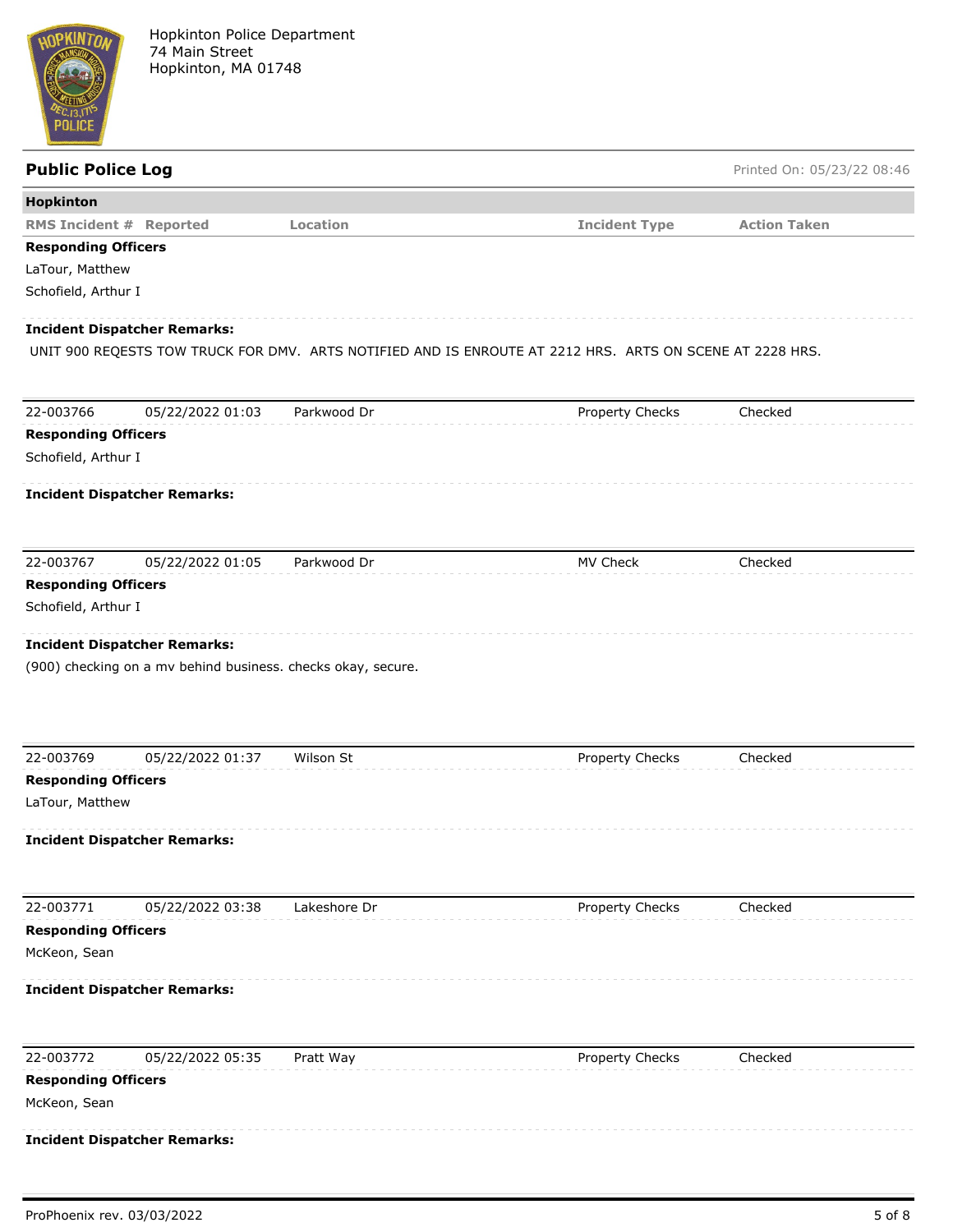Hopkinton Police Department
74 Main Street
Hopkinton, MA 01748

## Public Police Log

Printed On: 05/23/22 08:46

**Hopkinton**

| RMS Incident # | Reported | Location | Incident Type | Action Taken |
|---|---|---|---|---|

**Responding Officers**

LaTour, Matthew

Schofield, Arthur I

**Incident Dispatcher Remarks:**

UNIT 900 REQESTS TOW TRUCK FOR DMV. ARTS NOTIFIED AND IS ENROUTE AT 2212 HRS. ARTS ON SCENE AT 2228 HRS.

---

| 22-003766 | 05/22/2022 01:03 | Parkwood Dr | Property Checks | Checked |
|---|---|---|---|---|

**Responding Officers**

Schofield, Arthur I

**Incident Dispatcher Remarks:**

---

| 22-003767 | 05/22/2022 01:05 | Parkwood Dr | MV Check | Checked |
|---|---|---|---|---|

**Responding Officers**

Schofield, Arthur I

**Incident Dispatcher Remarks:**

(900) checking on a mv behind business. checks okay, secure.

---

| 22-003769 | 05/22/2022 01:37 | Wilson St | Property Checks | Checked |
|---|---|---|---|---|

**Responding Officers**

LaTour, Matthew

**Incident Dispatcher Remarks:**

---

| 22-003771 | 05/22/2022 03:38 | Lakeshore Dr | Property Checks | Checked |
|---|---|---|---|---|

**Responding Officers**

McKeon, Sean

**Incident Dispatcher Remarks:**

---

| 22-003772 | 05/22/2022 05:35 | Pratt Way | Property Checks | Checked |
|---|---|---|---|---|

**Responding Officers**

McKeon, Sean

**Incident Dispatcher Remarks:**

ProPhoenix rev. 03/03/2022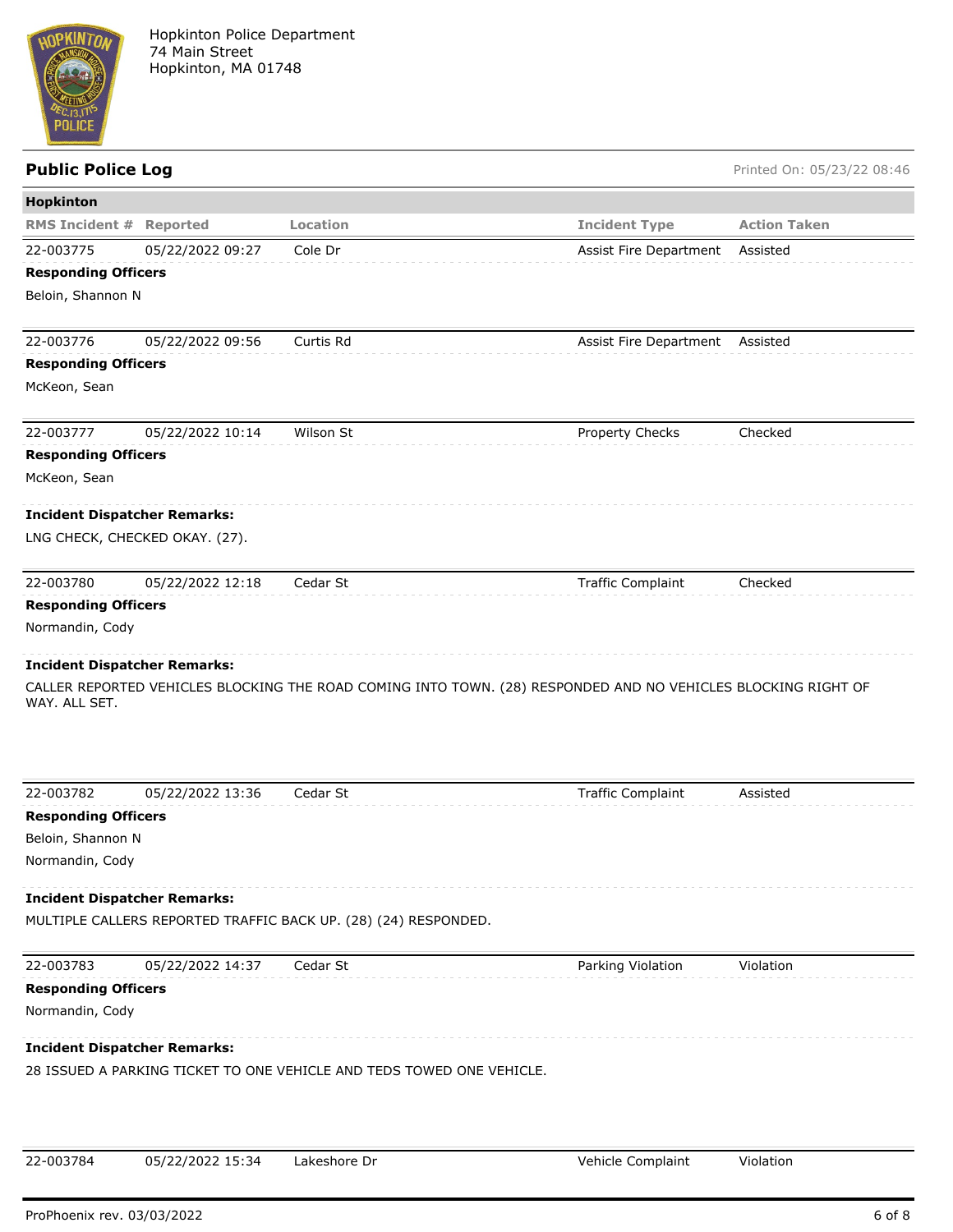Hopkinton Police Department
74 Main Street
Hopkinton, MA 01748

## Public Police Log

Printed On: 05/23/22 08:46

### Hopkinton

| RMS Incident # | Reported | Location | Incident Type | Action Taken |
|---|---|---|---|---|
| 22-003775 | 05/22/2022 09:27 | Cole Dr | Assist Fire Department | Assisted |

**Responding Officers**

Beloin, Shannon N

| RMS Incident # | Reported | Location | Incident Type | Action Taken |
|---|---|---|---|---|
| 22-003776 | 05/22/2022 09:56 | Curtis Rd | Assist Fire Department | Assisted |

**Responding Officers**

McKeon, Sean

| RMS Incident # | Reported | Location | Incident Type | Action Taken |
|---|---|---|---|---|
| 22-003777 | 05/22/2022 10:14 | Wilson St | Property Checks | Checked |

**Responding Officers**

McKeon, Sean

**Incident Dispatcher Remarks:**

LNG CHECK, CHECKED OKAY. (27).

| RMS Incident # | Reported | Location | Incident Type | Action Taken |
|---|---|---|---|---|
| 22-003780 | 05/22/2022 12:18 | Cedar St | Traffic Complaint | Checked |

**Responding Officers**

Normandin, Cody

**Incident Dispatcher Remarks:**

CALLER REPORTED VEHICLES BLOCKING THE ROAD COMING INTO TOWN. (28) RESPONDED AND NO VEHICLES BLOCKING RIGHT OF WAY. ALL SET.

| RMS Incident # | Reported | Location | Incident Type | Action Taken |
|---|---|---|---|---|
| 22-003782 | 05/22/2022 13:36 | Cedar St | Traffic Complaint | Assisted |

**Responding Officers**

Beloin, Shannon N

Normandin, Cody

**Incident Dispatcher Remarks:**

MULTIPLE CALLERS REPORTED TRAFFIC BACK UP. (28) (24) RESPONDED.

| RMS Incident # | Reported | Location | Incident Type | Action Taken |
|---|---|---|---|---|
| 22-003783 | 05/22/2022 14:37 | Cedar St | Parking Violation | Violation |

**Responding Officers**

Normandin, Cody

**Incident Dispatcher Remarks:**

28 ISSUED A PARKING TICKET TO ONE VEHICLE AND TEDS TOWED ONE VEHICLE.

| RMS Incident # | Reported | Location | Incident Type | Action Taken |
|---|---|---|---|---|
| 22-003784 | 05/22/2022 15:34 | Lakeshore Dr | Vehicle Complaint | Violation |

ProPhoenix rev. 03/03/2022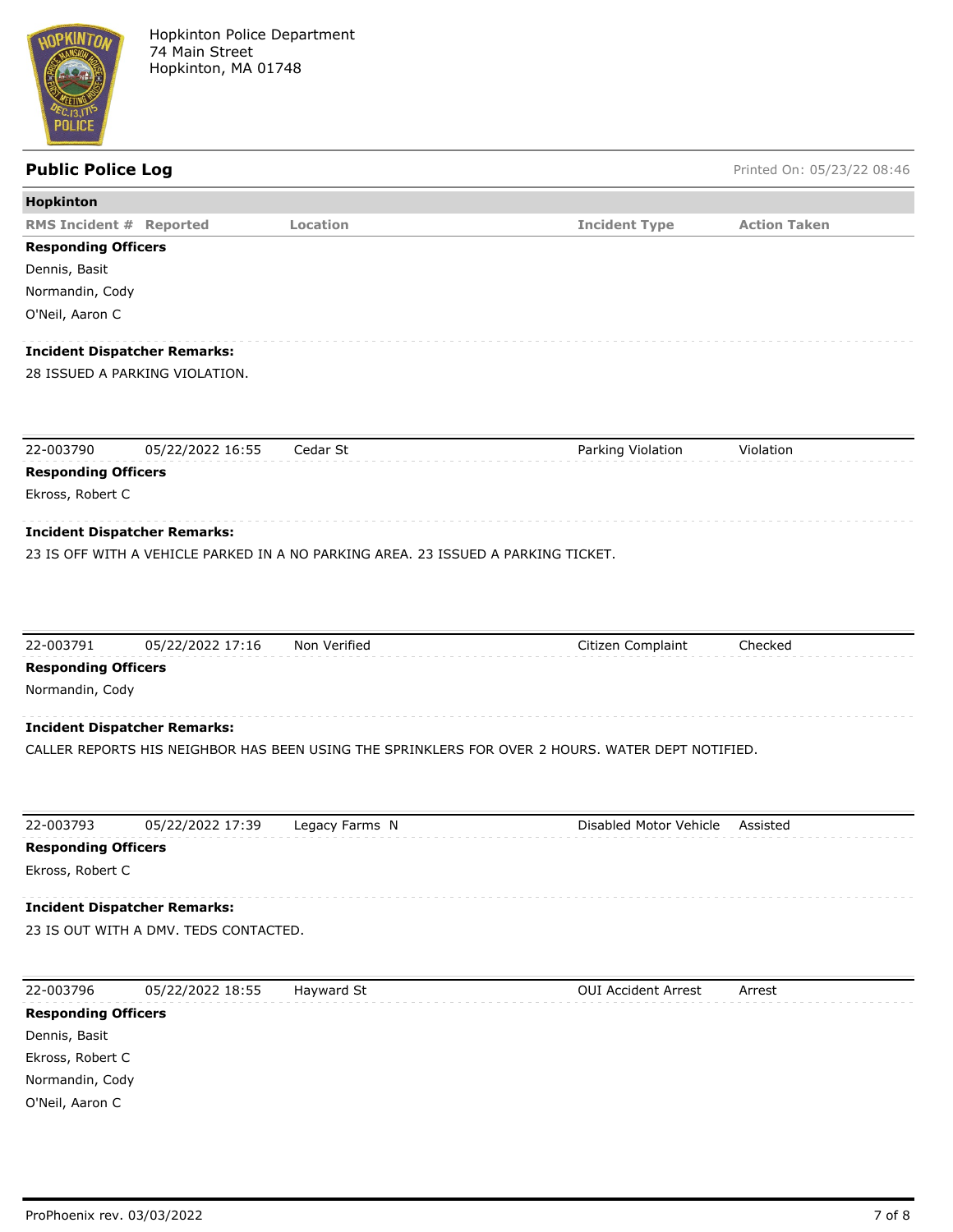Hopkinton Police Department
74 Main Street
Hopkinton, MA 01748

## Public Police Log

Printed On: 05/23/22 08:46

**Hopkinton**

| RMS Incident # | Reported | Location | Incident Type | Action Taken |
|---|---|---|---|---|

**Responding Officers**

Dennis, Basit
Normandin, Cody
O'Neil, Aaron C

**Incident Dispatcher Remarks:**

28 ISSUED A PARKING VIOLATION.

| 22-003790 | 05/22/2022 16:55 | Cedar St | Parking Violation | Violation |
|---|---|---|---|---|

**Responding Officers**

Ekross, Robert C

**Incident Dispatcher Remarks:**

23 IS OFF WITH A VEHICLE PARKED IN A NO PARKING AREA. 23 ISSUED A PARKING TICKET.

| 22-003791 | 05/22/2022 17:16 | Non Verified | Citizen Complaint | Checked |
|---|---|---|---|---|

**Responding Officers**

Normandin, Cody

**Incident Dispatcher Remarks:**

CALLER REPORTS HIS NEIGHBOR HAS BEEN USING THE SPRINKLERS FOR OVER 2 HOURS. WATER DEPT NOTIFIED.

| 22-003793 | 05/22/2022 17:39 | Legacy Farms N | Disabled Motor Vehicle | Assisted |
|---|---|---|---|---|

**Responding Officers**

Ekross, Robert C

**Incident Dispatcher Remarks:**

23 IS OUT WITH A DMV. TEDS CONTACTED.

| 22-003796 | 05/22/2022 18:55 | Hayward St | OUI Accident Arrest | Arrest |
|---|---|---|---|---|

**Responding Officers**

Dennis, Basit
Ekross, Robert C
Normandin, Cody
O'Neil, Aaron C

ProPhoenix rev. 03/03/2022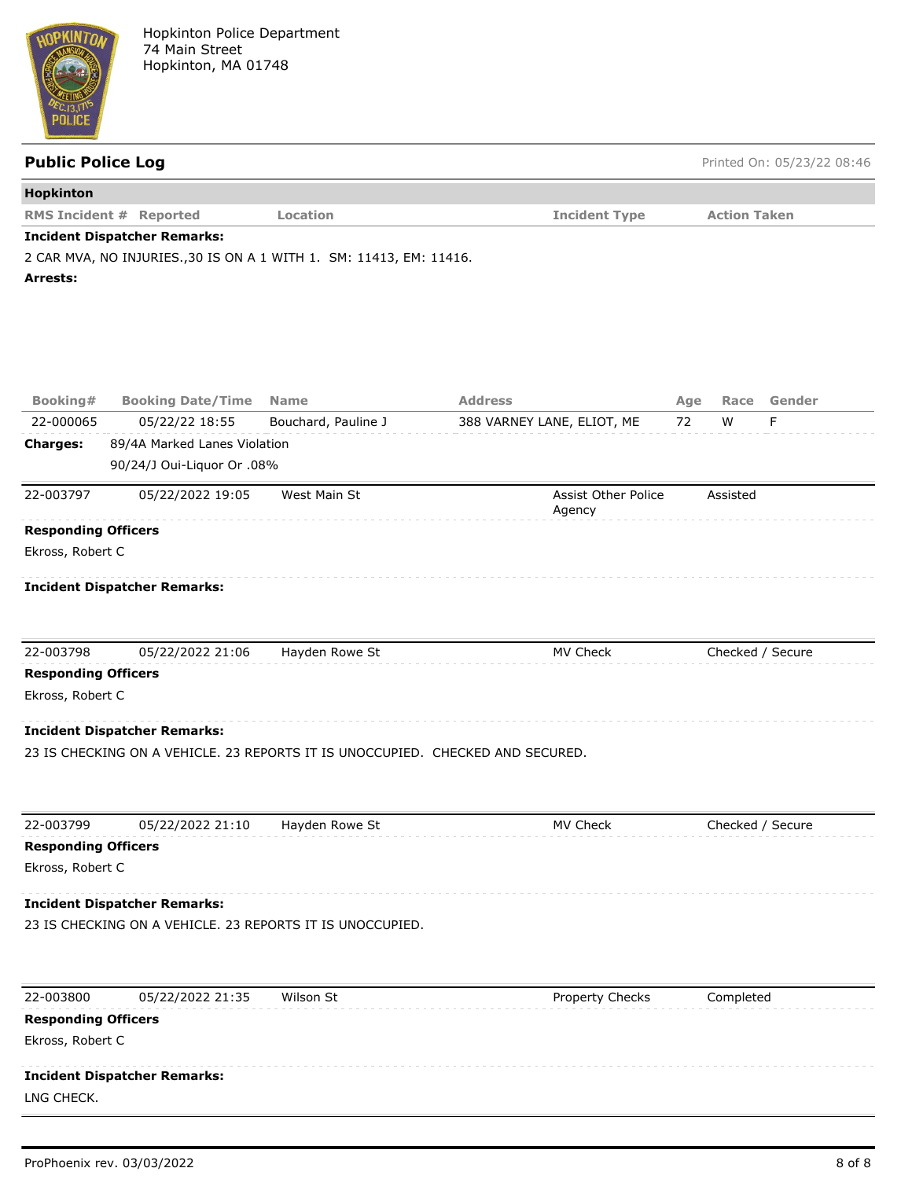Hopkinton Police Department
74 Main Street
Hopkinton, MA 01748

## Public Police Log

Printed On: 05/23/22 08:46

**Hopkinton**

| RMS Incident # | Reported | Location | Incident Type | Action Taken |
|---|---|---|---|---|

**Incident Dispatcher Remarks:**

2 CAR MVA, NO INJURIES.,30 IS ON A 1 WITH 1. SM: 11413, EM: 11416.

**Arrests:**

| Booking# | Booking Date/Time | Name | Address | Age | Race | Gender |
|---|---|---|---|---|---|---|
| 22-000065 | 05/22/22 18:55 | Bouchard, Pauline J | 388 VARNEY LANE, ELIOT, ME | 72 | W | F |

**Charges:** 89/4A Marked Lanes Violation
90/24/J Oui-Liquor Or .08%

| RMS Incident # | Reported | Location | Incident Type | Action Taken |
|---|---|---|---|---|
| 22-003797 | 05/22/2022 19:05 | West Main St | Assist Other Police Agency | Assisted |

**Responding Officers**

Ekross, Robert C

**Incident Dispatcher Remarks:**

| RMS Incident # | Reported | Location | Incident Type | Action Taken |
|---|---|---|---|---|
| 22-003798 | 05/22/2022 21:06 | Hayden Rowe St | MV Check | Checked / Secure |

**Responding Officers**

Ekross, Robert C

**Incident Dispatcher Remarks:**

23 IS CHECKING ON A VEHICLE. 23 REPORTS IT IS UNOCCUPIED. CHECKED AND SECURED.

| RMS Incident # | Reported | Location | Incident Type | Action Taken |
|---|---|---|---|---|
| 22-003799 | 05/22/2022 21:10 | Hayden Rowe St | MV Check | Checked / Secure |

**Responding Officers**

Ekross, Robert C

**Incident Dispatcher Remarks:**

23 IS CHECKING ON A VEHICLE. 23 REPORTS IT IS UNOCCUPIED.

| RMS Incident # | Reported | Location | Incident Type | Action Taken |
|---|---|---|---|---|
| 22-003800 | 05/22/2022 21:35 | Wilson St | Property Checks | Completed |

**Responding Officers**

Ekross, Robert C

**Incident Dispatcher Remarks:**

LNG CHECK.

ProPhoenix rev. 03/03/2022